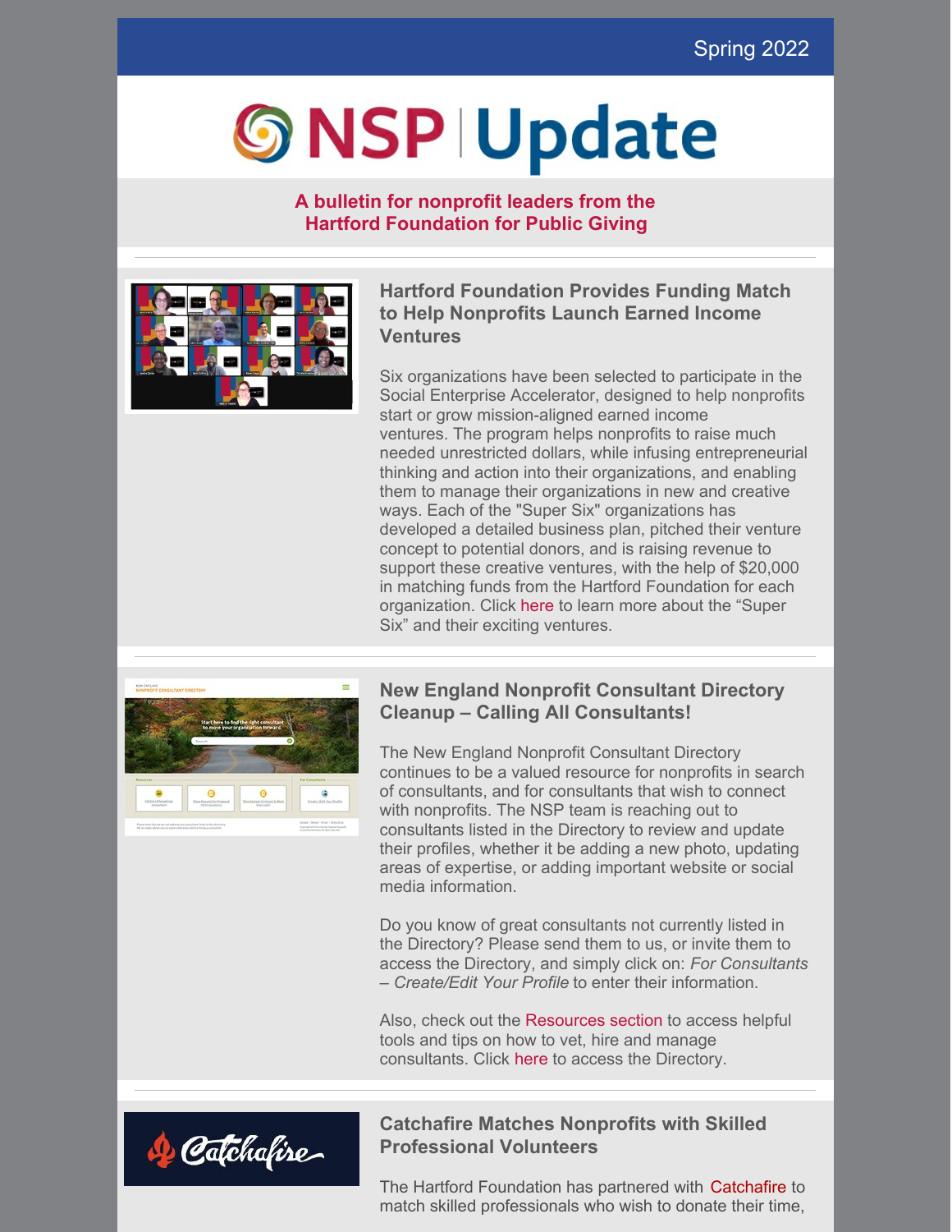Spring 2022

# NSP | Update

**A bulletin for nonprofit leaders from the Hartford Foundation for Public Giving**

## Hartford Foundation Provides Funding Match to Help Nonprofits Launch Earned Income Ventures

Six organizations have been selected to participate in the Social Enterprise Accelerator, designed to help nonprofits start or grow mission-aligned earned income ventures. The program helps nonprofits to raise much needed unrestricted dollars, while infusing entrepreneurial thinking and action into their organizations, and enabling them to manage their organizations in new and creative ways. Each of the "Super Six" organizations has developed a detailed business plan, pitched their venture concept to potential donors, and is raising revenue to support these creative ventures, with the help of $20,000 in matching funds from the Hartford Foundation for each organization. Click here to learn more about the "Super Six" and their exciting ventures.

## New England Nonprofit Consultant Directory Cleanup – Calling All Consultants!

The New England Nonprofit Consultant Directory continues to be a valued resource for nonprofits in search of consultants, and for consultants that wish to connect with nonprofits. The NSP team is reaching out to consultants listed in the Directory to review and update their profiles, whether it be adding a new photo, updating areas of expertise, or adding important website or social media information.

Do you know of great consultants not currently listed in the Directory? Please send them to us, or invite them to access the Directory, and simply click on: *For Consultants – Create/Edit Your Profile* to enter their information.

Also, check out the Resources section to access helpful tools and tips on how to vet, hire and manage consultants. Click here to access the Directory.

## Catchafire Matches Nonprofits with Skilled Professional Volunteers

The Hartford Foundation has partnered with Catchafire to match skilled professionals who wish to donate their time,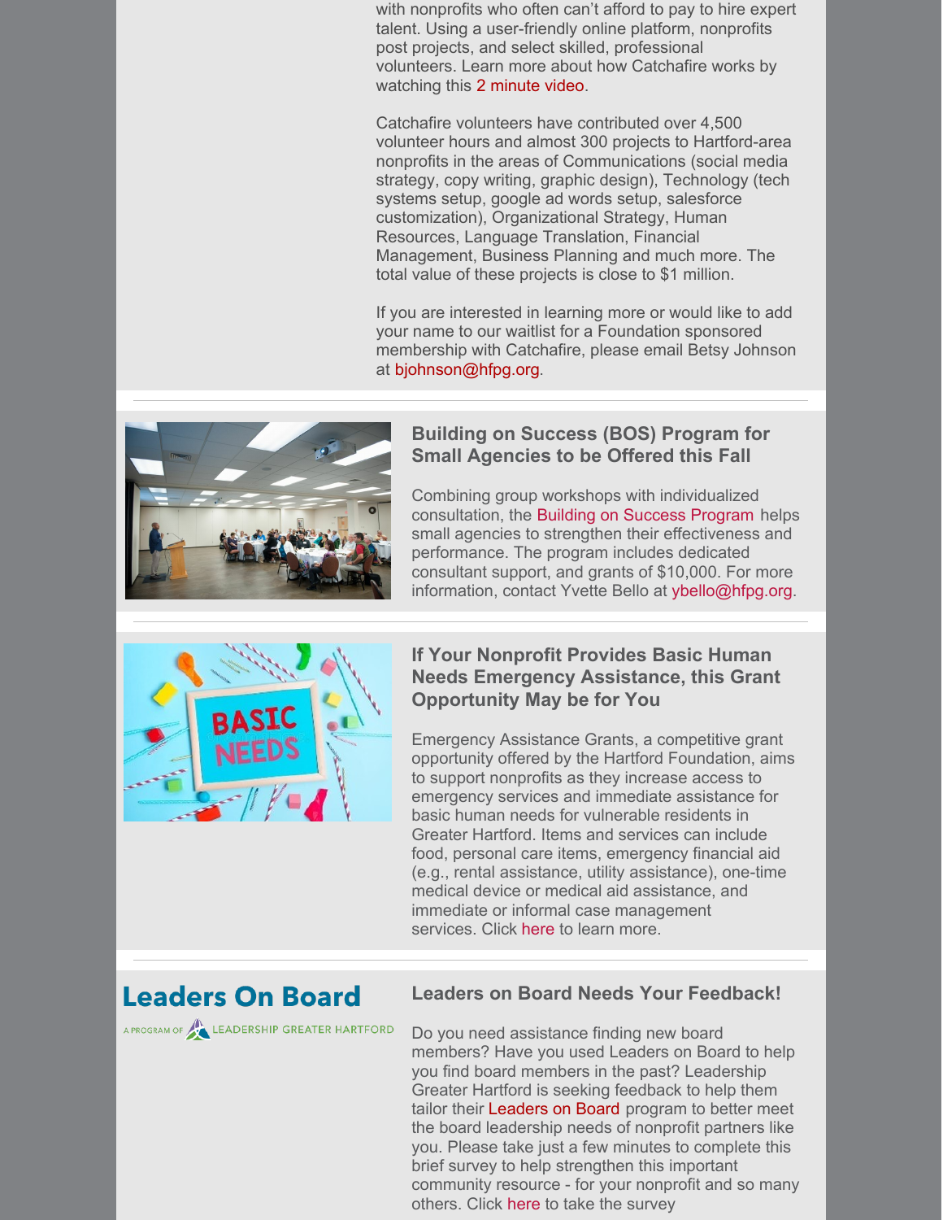with nonprofits who often can't afford to pay to hire expert talent. Using a user-friendly online platform, nonprofits post projects, and select skilled, professional volunteers. Learn more about how Catchafire works by watching this 2 minute video.

Catchafire volunteers have contributed over 4,500 volunteer hours and almost 300 projects to Hartford-area nonprofits in the areas of Communications (social media strategy, copy writing, graphic design), Technology (tech systems setup, google ad words setup, salesforce customization), Organizational Strategy, Human Resources, Language Translation, Financial Management, Business Planning and much more. The total value of these projects is close to $1 million.

If you are interested in learning more or would like to add your name to our waitlist for a Foundation sponsored membership with Catchafire, please email Betsy Johnson at bjohnson@hfpg.org.

---

### Building on Success (BOS) Program for Small Agencies to be Offered this Fall

Combining group workshops with individualized consultation, the Building on Success Program helps small agencies to strengthen their effectiveness and performance. The program includes dedicated consultant support, and grants of $10,000. For more information, contact Yvette Bello at ybello@hfpg.org.

---

### If Your Nonprofit Provides Basic Human Needs Emergency Assistance, this Grant Opportunity May be for You

Emergency Assistance Grants, a competitive grant opportunity offered by the Hartford Foundation, aims to support nonprofits as they increase access to emergency services and immediate assistance for basic human needs for vulnerable residents in Greater Hartford. Items and services can include food, personal care items, emergency financial aid (e.g., rental assistance, utility assistance), one-time medical device or medical aid assistance, and immediate or informal case management services. Click here to learn more.

---

**Leaders On Board**

A PROGRAM OF LEADERSHIP GREATER HARTFORD

### Leaders on Board Needs Your Feedback!

Do you need assistance finding new board members? Have you used Leaders on Board to help you find board members in the past? Leadership Greater Hartford is seeking feedback to help them tailor their Leaders on Board program to better meet the board leadership needs of nonprofit partners like you. Please take just a few minutes to complete this brief survey to help strengthen this important community resource - for your nonprofit and so many others. Click here to take the survey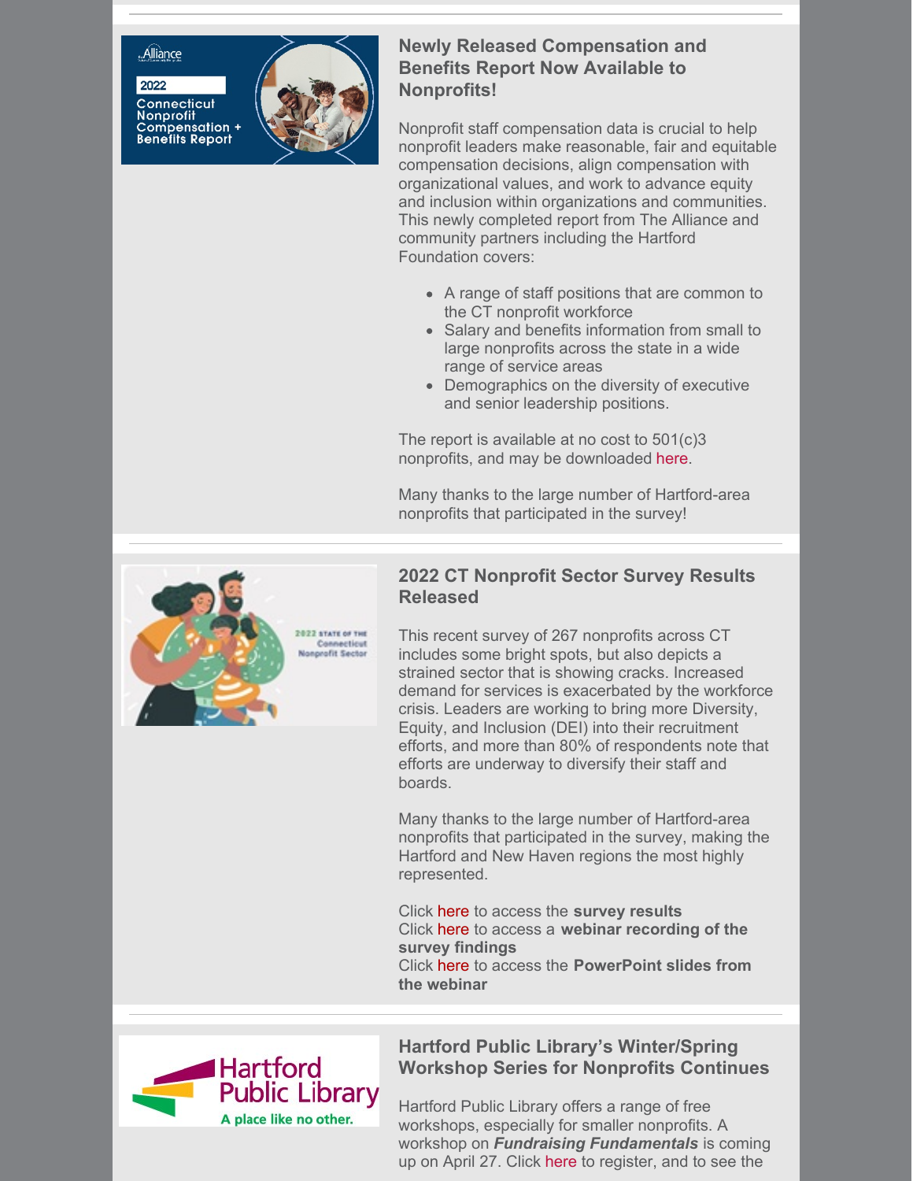## Newly Released Compensation and Benefits Report Now Available to Nonprofits!

Nonprofit staff compensation data is crucial to help nonprofit leaders make reasonable, fair and equitable compensation decisions, align compensation with organizational values, and work to advance equity and inclusion within organizations and communities. This newly completed report from The Alliance and community partners including the Hartford Foundation covers:

- A range of staff positions that are common to the CT nonprofit workforce
- Salary and benefits information from small to large nonprofits across the state in a wide range of service areas
- Demographics on the diversity of executive and senior leadership positions.

The report is available at no cost to 501(c)3 nonprofits, and may be downloaded here.

Many thanks to the large number of Hartford-area nonprofits that participated in the survey!

## 2022 CT Nonprofit Sector Survey Results Released

This recent survey of 267 nonprofits across CT includes some bright spots, but also depicts a strained sector that is showing cracks. Increased demand for services is exacerbated by the workforce crisis. Leaders are working to bring more Diversity, Equity, and Inclusion (DEI) into their recruitment efforts, and more than 80% of respondents note that efforts are underway to diversify their staff and boards.

Many thanks to the large number of Hartford-area nonprofits that participated in the survey, making the Hartford and New Haven regions the most highly represented.

Click here to access the **survey results**
Click here to access a **webinar recording of the survey findings**
Click here to access the **PowerPoint slides from the webinar**

## Hartford Public Library's Winter/Spring Workshop Series for Nonprofits Continues

Hartford Public Library offers a range of free workshops, especially for smaller nonprofits. A workshop on ***Fundraising Fundamentals*** is coming up on April 27. Click here to register, and to see the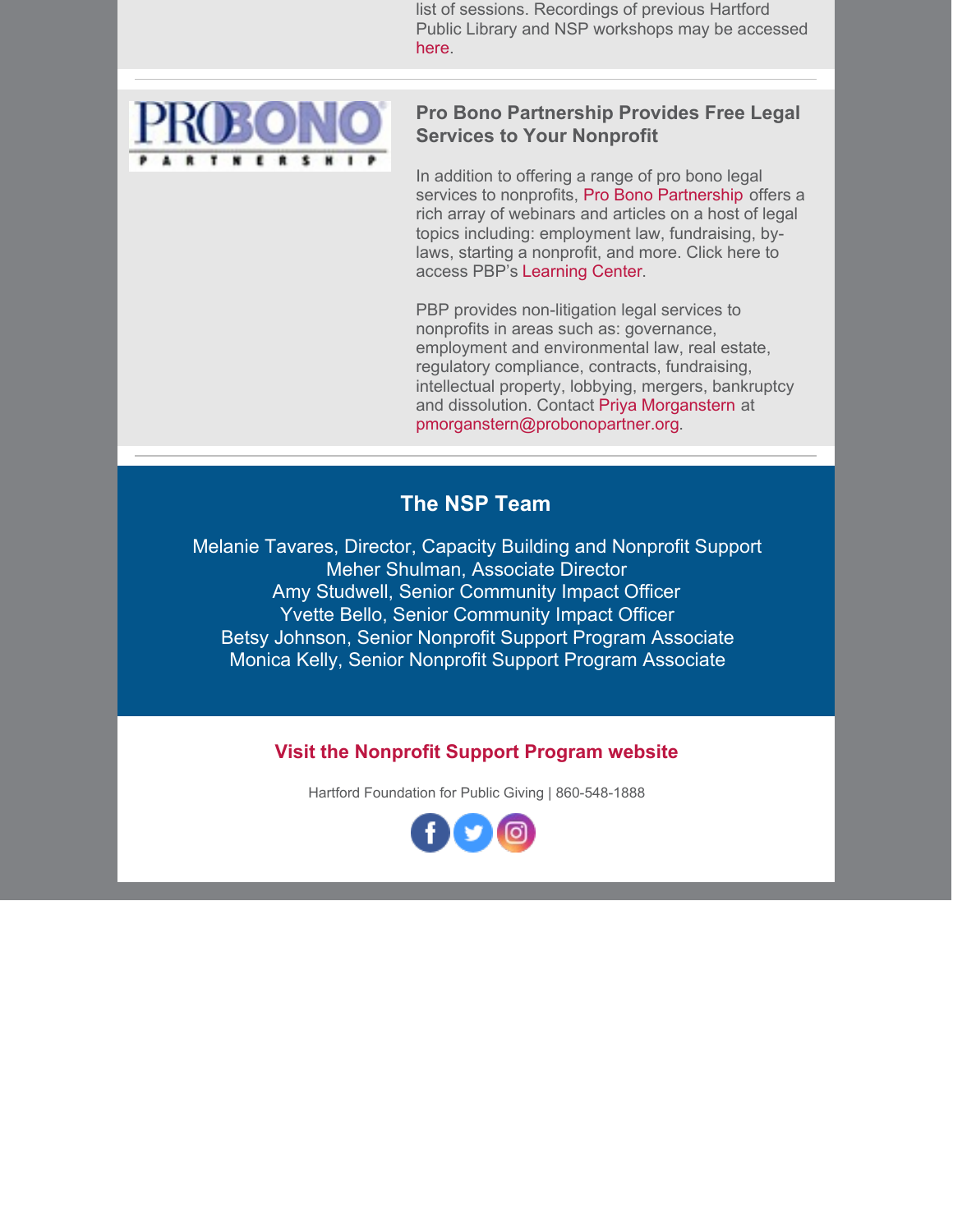list of sessions. Recordings of previous Hartford Public Library and NSP workshops may be accessed here.

---

## Pro Bono Partnership Provides Free Legal Services to Your Nonprofit

In addition to offering a range of pro bono legal services to nonprofits, Pro Bono Partnership offers a rich array of webinars and articles on a host of legal topics including: employment law, fundraising, by-laws, starting a nonprofit, and more. Click here to access PBP's Learning Center.

PBP provides non-litigation legal services to nonprofits in areas such as: governance, employment and environmental law, real estate, regulatory compliance, contracts, fundraising, intellectual property, lobbying, mergers, bankruptcy and dissolution. Contact Priya Morganstern at pmorganstern@probonopartner.org.

---

## The NSP Team

Melanie Tavares, Director, Capacity Building and Nonprofit Support
Meher Shulman, Associate Director
Amy Studwell, Senior Community Impact Officer
Yvette Bello, Senior Community Impact Officer
Betsy Johnson, Senior Nonprofit Support Program Associate
Monica Kelly, Senior Nonprofit Support Program Associate

**Visit the Nonprofit Support Program website**

Hartford Foundation for Public Giving | 860-548-1888